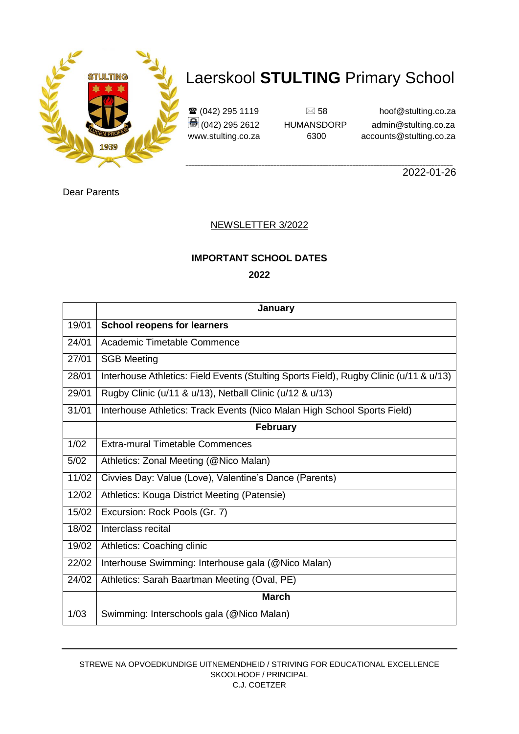# Laerskool **STULTING** Primary School

☎ (042) 295 1119
(042) 295 2612
www.stulting.co.za

✉ 58
HUMANSDORP
6300

hoof@stulting.co.za
admin@stulting.co.za
accounts@stulting.co.za

2022-01-26

Dear Parents

NEWSLETTER 3/2022

**IMPORTANT SCHOOL DATES**

**2022**

| | **January** |
|---|---|
| 19/01 | **School reopens for learners** |
| 24/01 | Academic Timetable Commence |
| 27/01 | SGB Meeting |
| 28/01 | Interhouse Athletics: Field Events (Stulting Sports Field), Rugby Clinic (u/11 & u/13) |
| 29/01 | Rugby Clinic (u/11 & u/13), Netball Clinic (u/12 & u/13) |
| 31/01 | Interhouse Athletics: Track Events (Nico Malan High School Sports Field) |
| | **February** |
| 1/02 | Extra-mural Timetable Commences |
| 5/02 | Athletics: Zonal Meeting (@Nico Malan) |
| 11/02 | Civvies Day: Value (Love), Valentine's Dance (Parents) |
| 12/02 | Athletics: Kouga District Meeting (Patensie) |
| 15/02 | Excursion: Rock Pools (Gr. 7) |
| 18/02 | Interclass recital |
| 19/02 | Athletics: Coaching clinic |
| 22/02 | Interhouse Swimming: Interhouse gala (@Nico Malan) |
| 24/02 | Athletics: Sarah Baartman Meeting (Oval, PE) |
| | **March** |
| 1/03 | Swimming: Interschools gala (@Nico Malan) |

STREWE NA OPVOEDKUNDIGE UITNEMENDHEID / STRIVING FOR EDUCATIONAL EXCELLENCE
SKOOLHOOF / PRINCIPAL
C.J. COETZER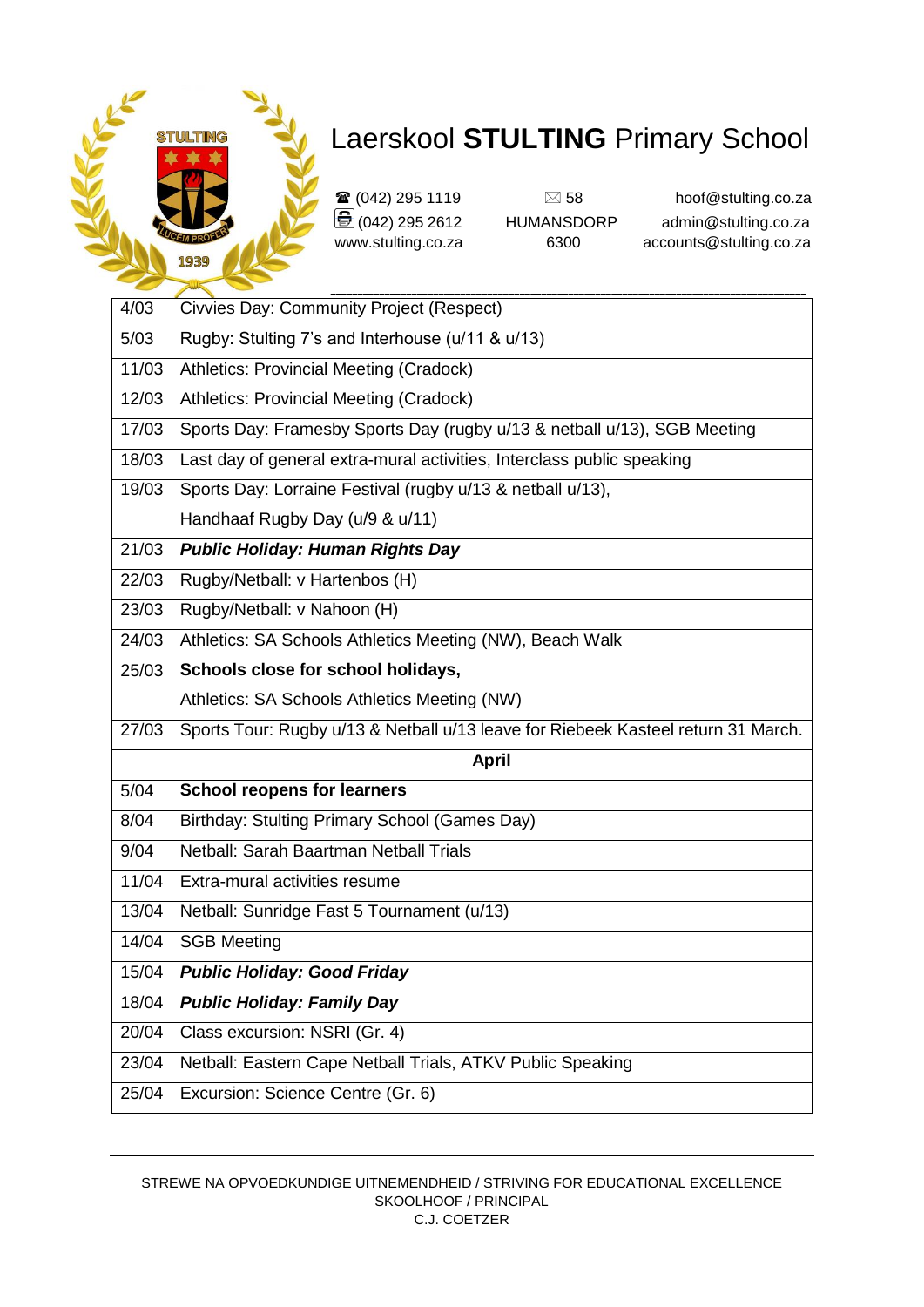| | |
|---|---|
| 4/03 | Civvies Day: Community Project (Respect) |
| 5/03 | Rugby: Stulting 7's and Interhouse (u/11 & u/13) |
| 11/03 | Athletics: Provincial Meeting (Cradock) |
| 12/03 | Athletics: Provincial Meeting (Cradock) |
| 17/03 | Sports Day: Framesby Sports Day (rugby u/13 & netball u/13), SGB Meeting |
| 18/03 | Last day of general extra-mural activities, Interclass public speaking |
| 19/03 | Sports Day: Lorraine Festival (rugby u/13 & netball u/13), Handhaaf Rugby Day (u/9 & u/11) |
| 21/03 | ***Public Holiday: Human Rights Day*** |
| 22/03 | Rugby/Netball: v Hartenbos (H) |
| 23/03 | Rugby/Netball: v Nahoon (H) |
| 24/03 | Athletics: SA Schools Athletics Meeting (NW), Beach Walk |
| 25/03 | **Schools close for school holidays,** Athletics: SA Schools Athletics Meeting (NW) |
| 27/03 | Sports Tour: Rugby u/13 & Netball u/13 leave for Riebeek Kasteel return 31 March. |
| | **April** |
| 5/04 | **School reopens for learners** |
| 8/04 | Birthday: Stulting Primary School (Games Day) |
| 9/04 | Netball: Sarah Baartman Netball Trials |
| 11/04 | Extra-mural activities resume |
| 13/04 | Netball: Sunridge Fast 5 Tournament (u/13) |
| 14/04 | SGB Meeting |
| 15/04 | ***Public Holiday: Good Friday*** |
| 18/04 | ***Public Holiday: Family Day*** |
| 20/04 | Class excursion: NSRI (Gr. 4) |
| 23/04 | Netball: Eastern Cape Netball Trials, ATKV Public Speaking |
| 25/04 | Excursion: Science Centre (Gr. 6) |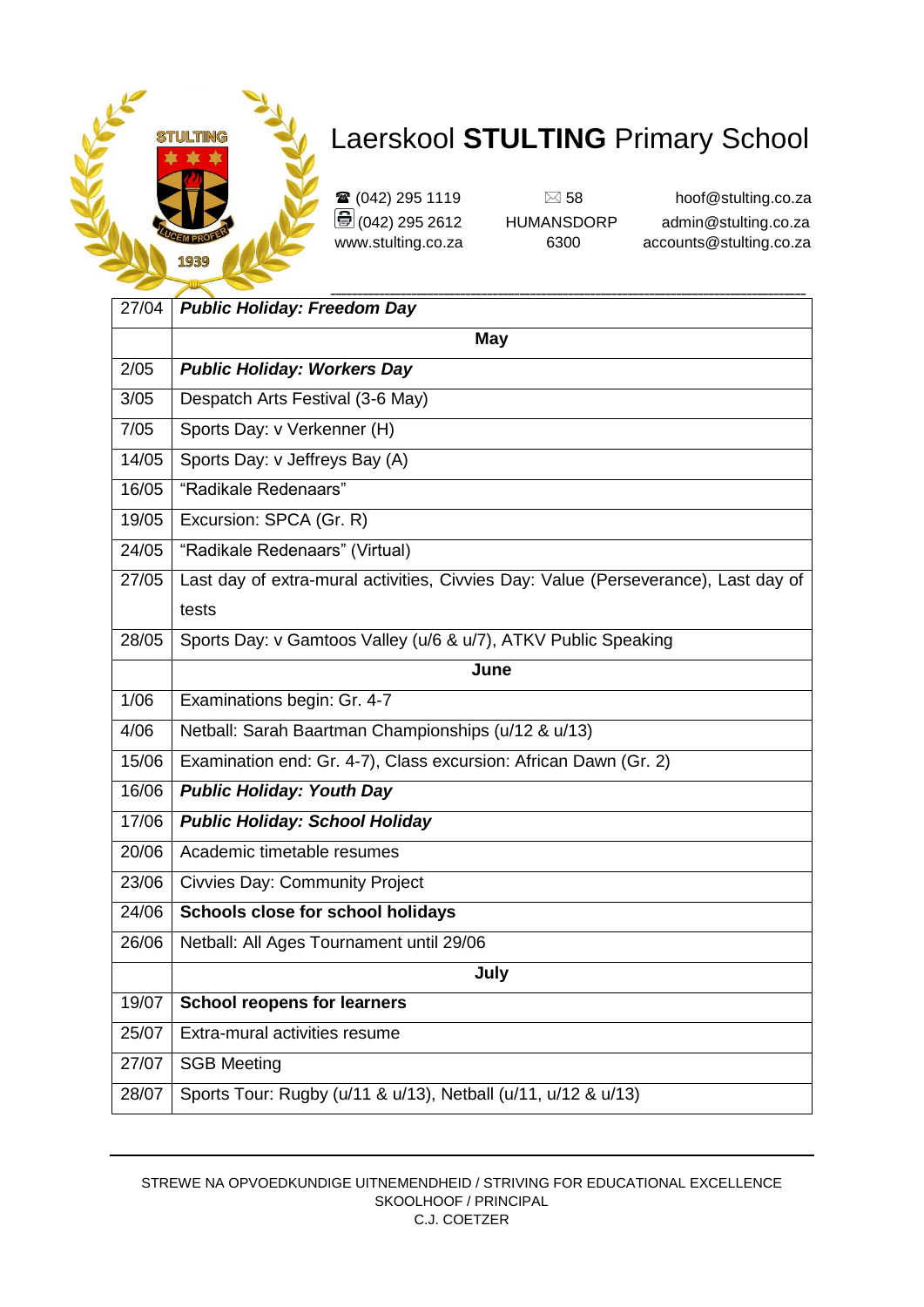# Laerskool **STULTING** Primary School

☎ (042) 295 1119
(042) 295 2612
www.stulting.co.za

✉ 58
HUMANSDORP
6300

hoof@stulting.co.za
admin@stulting.co.za
accounts@stulting.co.za

| | |
|---|---|
| 27/04 | ***Public Holiday: Freedom Day*** |
| | **May** |
| 2/05 | ***Public Holiday: Workers Day*** |
| 3/05 | Despatch Arts Festival (3-6 May) |
| 7/05 | Sports Day: v Verkenner (H) |
| 14/05 | Sports Day: v Jeffreys Bay (A) |
| 16/05 | "Radikale Redenaars" |
| 19/05 | Excursion: SPCA (Gr. R) |
| 24/05 | "Radikale Redenaars" (Virtual) |
| 27/05 | Last day of extra-mural activities, Civvies Day: Value (Perseverance), Last day of tests |
| 28/05 | Sports Day: v Gamtoos Valley (u/6 & u/7), ATKV Public Speaking |
| | **June** |
| 1/06 | Examinations begin: Gr. 4-7 |
| 4/06 | Netball: Sarah Baartman Championships (u/12 & u/13) |
| 15/06 | Examination end: Gr. 4-7), Class excursion: African Dawn (Gr. 2) |
| 16/06 | ***Public Holiday: Youth Day*** |
| 17/06 | ***Public Holiday: School Holiday*** |
| 20/06 | Academic timetable resumes |
| 23/06 | Civvies Day: Community Project |
| 24/06 | **Schools close for school holidays** |
| 26/06 | Netball: All Ages Tournament until 29/06 |
| | **July** |
| 19/07 | **School reopens for learners** |
| 25/07 | Extra-mural activities resume |
| 27/07 | SGB Meeting |
| 28/07 | Sports Tour: Rugby (u/11 & u/13), Netball (u/11, u/12 & u/13) |

STREWE NA OPVOEDKUNDIGE UITNEMENDHEID / STRIVING FOR EDUCATIONAL EXCELLENCE
SKOOLHOOF / PRINCIPAL
C.J. COETZER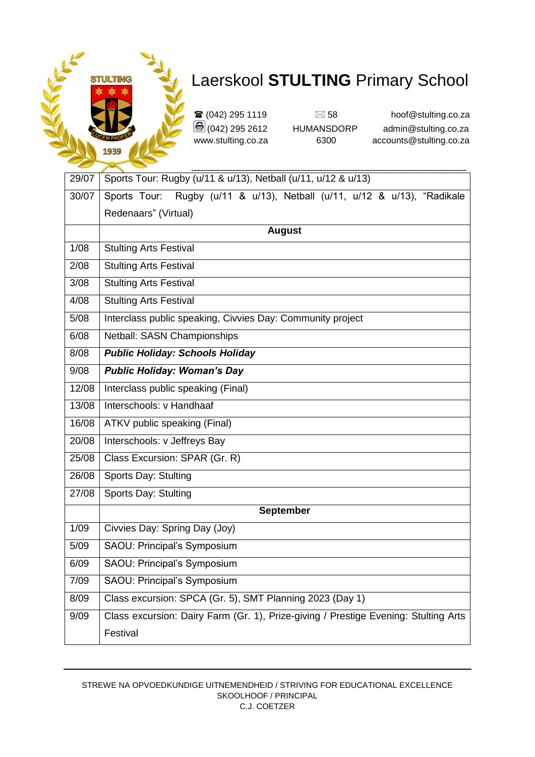# Laerskool **STULTING** Primary School

☎ (042) 295 1119
(042) 295 2612
www.stulting.co.za

✉ 58
HUMANSDORP
6300

hoof@stulting.co.za
admin@stulting.co.za
accounts@stulting.co.za

| | |
|---|---|
| 29/07 | Sports Tour: Rugby (u/11 & u/13), Netball (u/11, u/12 & u/13) |
| 30/07 | Sports Tour: Rugby (u/11 & u/13), Netball (u/11, u/12 & u/13), "Radikale Redenaars" (Virtual) |
| | **August** |
| 1/08 | Stulting Arts Festival |
| 2/08 | Stulting Arts Festival |
| 3/08 | Stulting Arts Festival |
| 4/08 | Stulting Arts Festival |
| 5/08 | Interclass public speaking, Civvies Day: Community project |
| 6/08 | Netball: SASN Championships |
| 8/08 | ***Public Holiday: Schools Holiday*** |
| 9/08 | ***Public Holiday: Woman's Day*** |
| 12/08 | Interclass public speaking (Final) |
| 13/08 | Interschools: v Handhaaf |
| 16/08 | ATKV public speaking (Final) |
| 20/08 | Interschools: v Jeffreys Bay |
| 25/08 | Class Excursion: SPAR (Gr. R) |
| 26/08 | Sports Day: Stulting |
| 27/08 | Sports Day: Stulting |
| | **September** |
| 1/09 | Civvies Day: Spring Day (Joy) |
| 5/09 | SAOU: Principal's Symposium |
| 6/09 | SAOU: Principal's Symposium |
| 7/09 | SAOU: Principal's Symposium |
| 8/09 | Class excursion: SPCA (Gr. 5), SMT Planning 2023 (Day 1) |
| 9/09 | Class excursion: Dairy Farm (Gr. 1), Prize-giving / Prestige Evening: Stulting Arts Festival |

STREWE NA OPVOEDKUNDIGE UITNEMENDHEID / STRIVING FOR EDUCATIONAL EXCELLENCE
SKOOLHOOF / PRINCIPAL
C.J. COETZER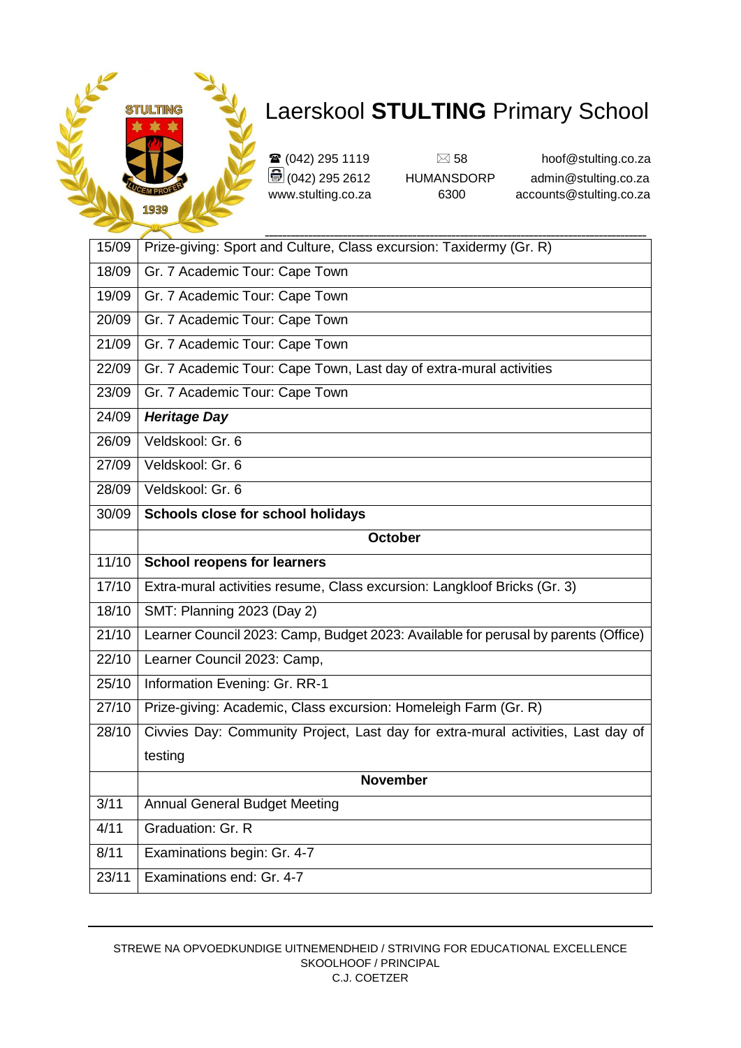# Laerskool **STULTING** Primary School

☎ (042) 295 1119
(042) 295 2612
www.stulting.co.za

✉ 58
HUMANSDORP
6300

hoof@stulting.co.za
admin@stulting.co.za
accounts@stulting.co.za

| | |
|---|---|
| 15/09 | Prize-giving: Sport and Culture, Class excursion: Taxidermy (Gr. R) |
| 18/09 | Gr. 7 Academic Tour: Cape Town |
| 19/09 | Gr. 7 Academic Tour: Cape Town |
| 20/09 | Gr. 7 Academic Tour: Cape Town |
| 21/09 | Gr. 7 Academic Tour: Cape Town |
| 22/09 | Gr. 7 Academic Tour: Cape Town, Last day of extra-mural activities |
| 23/09 | Gr. 7 Academic Tour: Cape Town |
| 24/09 | ***Heritage Day*** |
| 26/09 | Veldskool: Gr. 6 |
| 27/09 | Veldskool: Gr. 6 |
| 28/09 | Veldskool: Gr. 6 |
| 30/09 | **Schools close for school holidays** |
| | **October** |
| 11/10 | **School reopens for learners** |
| 17/10 | Extra-mural activities resume, Class excursion: Langkloof Bricks (Gr. 3) |
| 18/10 | SMT: Planning 2023 (Day 2) |
| 21/10 | Learner Council 2023: Camp, Budget 2023: Available for perusal by parents (Office) |
| 22/10 | Learner Council 2023: Camp, |
| 25/10 | Information Evening: Gr. RR-1 |
| 27/10 | Prize-giving: Academic, Class excursion: Homeleigh Farm (Gr. R) |
| 28/10 | Civvies Day: Community Project, Last day for extra-mural activities, Last day of testing |
| | **November** |
| 3/11 | Annual General Budget Meeting |
| 4/11 | Graduation: Gr. R |
| 8/11 | Examinations begin: Gr. 4-7 |
| 23/11 | Examinations end: Gr. 4-7 |

STREWE NA OPVOEDKUNDIGE UITNEMENDHEID / STRIVING FOR EDUCATIONAL EXCELLENCE
SKOOLHOOF / PRINCIPAL
C.J. COETZER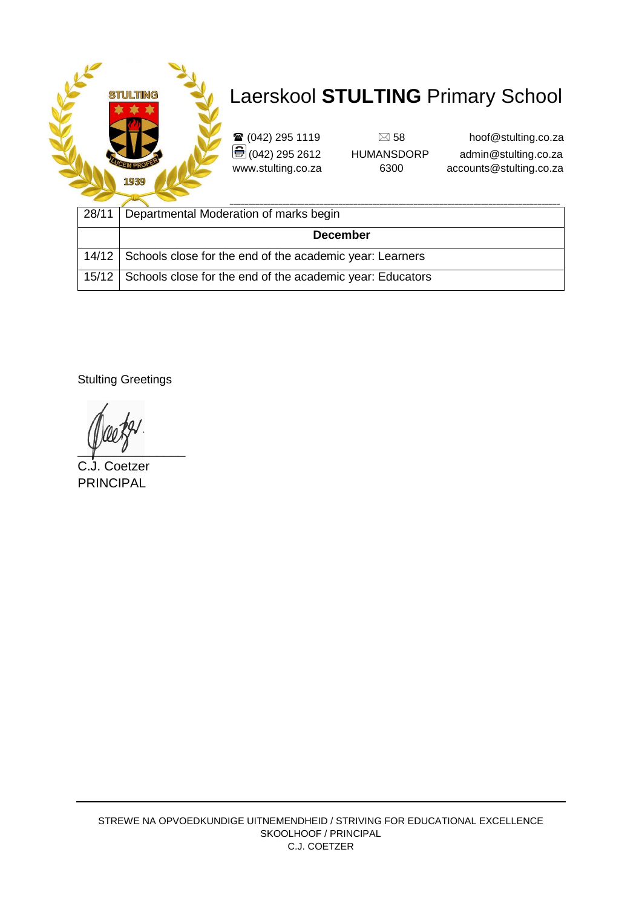# Laerskool **STULTING** Primary School

☎ (042) 295 1119
(042) 295 2612
www.stulting.co.za

✉ 58
HUMANSDORP
6300

hoof@stulting.co.za
admin@stulting.co.za
accounts@stulting.co.za

| | |
|---|---|
| 28/11 | Departmental Moderation of marks begin |
| | **December** |
| 14/12 | Schools close for the end of the academic year: Learners |
| 15/12 | Schools close for the end of the academic year: Educators |

Stulting Greetings

C.J. Coetzer
PRINCIPAL

STREWE NA OPVOEDKUNDIGE UITNEMENDHEID / STRIVING FOR EDUCATIONAL EXCELLENCE
SKOOLHOOF / PRINCIPAL
C.J. COETZER